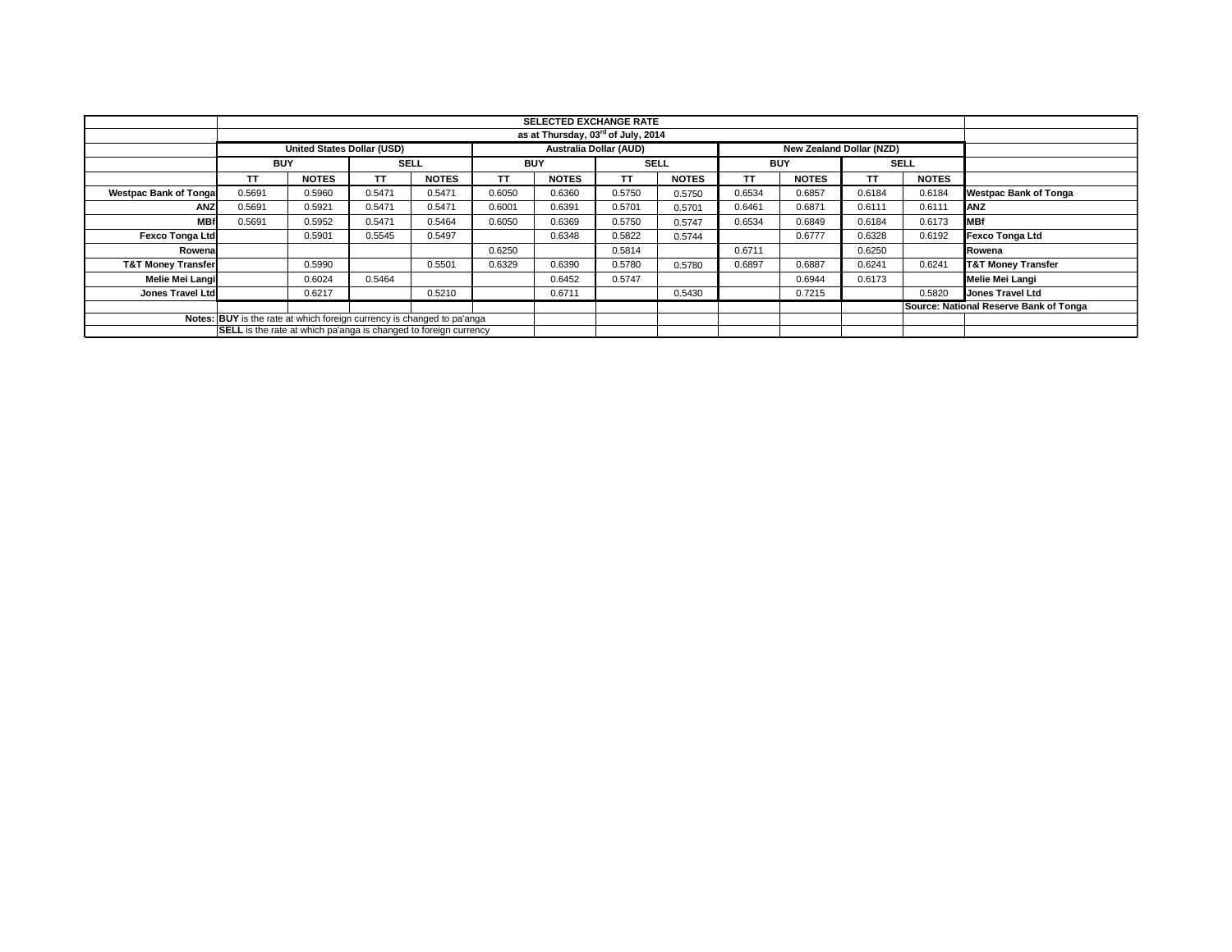| | SELECTED EXCHANGE RATE | | | | | | | | | | | | |
|---|---|---|---|---|---|---|---|---|---|---|---|---|---|
| | as at Thursday, 03[rd] of July, 2014 | | | | | | | | | | | | |
| | United States Dollar (USD) | | | | Australia Dollar (AUD) | | | | New Zealand Dollar (NZD) | | | | |
| | BUY | | SELL | | BUY | | SELL | | BUY | | SELL | | |
| | TT | NOTES | TT | NOTES | TT | NOTES | TT | NOTES | TT | NOTES | TT | NOTES | |
| **Westpac Bank of Tonga** | 0.5691 | 0.5960 | 0.5471 | 0.5471 | 0.6050 | 0.6360 | 0.5750 | 0.5750 | 0.6534 | 0.6857 | 0.6184 | 0.6184 | **Westpac Bank of Tonga** |
| **ANZ** | 0.5691 | 0.5921 | 0.5471 | 0.5471 | 0.6001 | 0.6391 | 0.5701 | 0.5701 | 0.6461 | 0.6871 | 0.6111 | 0.6111 | **ANZ** |
| **MBf** | 0.5691 | 0.5952 | 0.5471 | 0.5464 | 0.6050 | 0.6369 | 0.5750 | 0.5747 | 0.6534 | 0.6849 | 0.6184 | 0.6173 | **MBf** |
| **Fexco Tonga Ltd** | | 0.5901 | 0.5545 | 0.5497 | | 0.6348 | 0.5822 | 0.5744 | | 0.6777 | 0.6328 | 0.6192 | **Fexco Tonga Ltd** |
| **Rowena** | | | | | 0.6250 | | 0.5814 | | 0.6711 | | 0.6250 | | **Rowena** |
| **T&T Money Transfer** | | 0.5990 | | 0.5501 | 0.6329 | 0.6390 | 0.5780 | 0.5780 | 0.6897 | 0.6887 | 0.6241 | 0.6241 | **T&T Money Transfer** |
| **Melie Mei Langi** | | 0.6024 | 0.5464 | | | 0.6452 | 0.5747 | | | 0.6944 | 0.6173 | | **Melie Mei Langi** |
| **Jones Travel Ltd** | | 0.6217 | | 0.5210 | | 0.6711 | | 0.5430 | | 0.7215 | | 0.5820 | **Jones Travel Ltd** |
| | | | | | | | | | | | | | **Source: National Reserve Bank of Tonga** |
| **Notes:** | **BUY** is the rate at which foreign currency is changed to pa'anga | | | | | | | | | | | | |
| | **SELL** is the rate at which pa'anga is changed to foreign currency | | | | | | | | | | | | |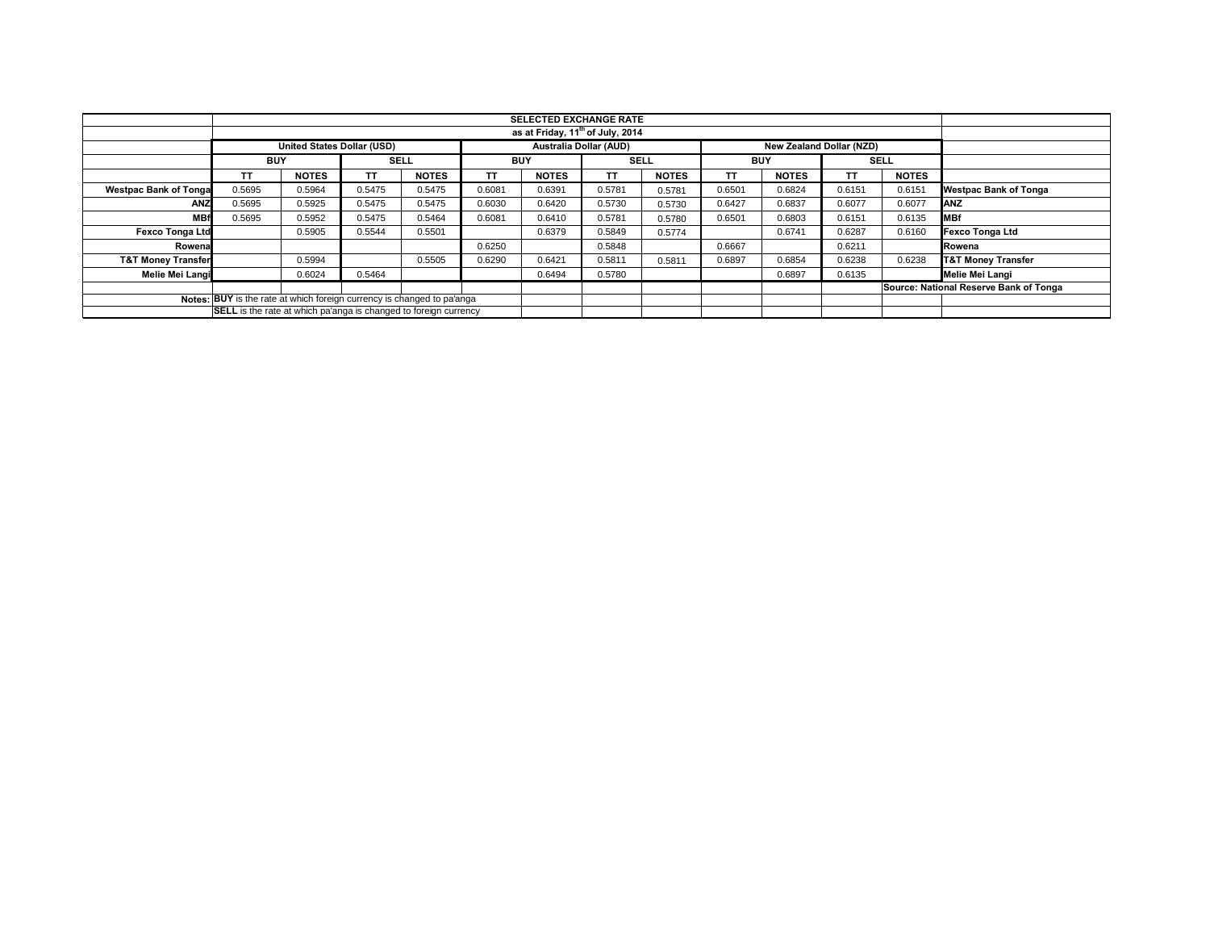| | SELECTED EXCHANGE RATE | | | | | | | | | | | | |
|---|---|---|---|---|---|---|---|---|---|---|---|---|---|
| | as at Friday, 11th of July, 2014 | | | | | | | | | | | | |
| | United States Dollar (USD) | | | | Australia Dollar (AUD) | | | | New Zealand Dollar (NZD) | | | | |
| | BUY | | SELL | | BUY | | SELL | | BUY | | SELL | | |
| | TT | NOTES | TT | NOTES | TT | NOTES | TT | NOTES | TT | NOTES | TT | NOTES | |
| Westpac Bank of Tonga | 0.5695 | 0.5964 | 0.5475 | 0.5475 | 0.6081 | 0.6391 | 0.5781 | 0.5781 | 0.6501 | 0.6824 | 0.6151 | 0.6151 | Westpac Bank of Tonga |
| ANZ | 0.5695 | 0.5925 | 0.5475 | 0.5475 | 0.6030 | 0.6420 | 0.5730 | 0.5730 | 0.6427 | 0.6837 | 0.6077 | 0.6077 | ANZ |
| MBf | 0.5695 | 0.5952 | 0.5475 | 0.5464 | 0.6081 | 0.6410 | 0.5781 | 0.5780 | 0.6501 | 0.6803 | 0.6151 | 0.6135 | MBf |
| Fexco Tonga Ltd | | 0.5905 | 0.5544 | 0.5501 | | 0.6379 | 0.5849 | 0.5774 | | 0.6741 | 0.6287 | 0.6160 | Fexco Tonga Ltd |
| Rowena | | | | | 0.6250 | | 0.5848 | | 0.6667 | | 0.6211 | | Rowena |
| T&T Money Transfer | | 0.5994 | | 0.5505 | 0.6290 | 0.6421 | 0.5811 | 0.5811 | 0.6897 | 0.6854 | 0.6238 | 0.6238 | T&T Money Transfer |
| Melie Mei Langi | | 0.6024 | 0.5464 | | | 0.6494 | 0.5780 | | | 0.6897 | 0.6135 | | Melie Mei Langi |
| | | | | | | | | | | | | Source: National Reserve Bank of Tonga | |
| Notes: | **BUY** is the rate at which foreign currency is changed to pa'anga | | | | | | | | | | | | |
| | **SELL** is the rate at which pa'anga is changed to foreign currency | | | | | | | | | | | | |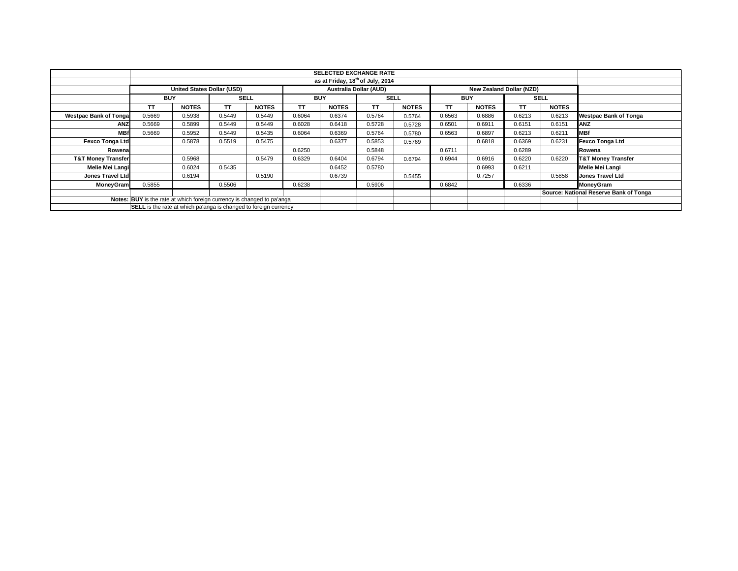| | SELECTED EXCHANGE RATE | | | | | | | | | | | | |
|---|---|---|---|---|---|---|---|---|---|---|---|---|---|
| | as at Friday, 18th of July, 2014 | | | | | | | | | | | | |
| | United States Dollar (USD) | | | | Australia Dollar (AUD) | | | | New Zealand Dollar (NZD) | | | | |
| | BUY | | SELL | | BUY | | SELL | | BUY | | SELL | | |
| | TT | NOTES | TT | NOTES | TT | NOTES | TT | NOTES | TT | NOTES | TT | NOTES | |
| **Westpac Bank of Tonga** | 0.5669 | 0.5938 | 0.5449 | 0.5449 | 0.6064 | 0.6374 | 0.5764 | 0.5764 | 0.6563 | 0.6886 | 0.6213 | 0.6213 | **Westpac Bank of Tonga** |
| **ANZ** | 0.5669 | 0.5899 | 0.5449 | 0.5449 | 0.6028 | 0.6418 | 0.5728 | 0.5728 | 0.6501 | 0.6911 | 0.6151 | 0.6151 | **ANZ** |
| **MBf** | 0.5669 | 0.5952 | 0.5449 | 0.5435 | 0.6064 | 0.6369 | 0.5764 | 0.5780 | 0.6563 | 0.6897 | 0.6213 | 0.6211 | **MBf** |
| **Fexco Tonga Ltd** | | 0.5878 | 0.5519 | 0.5475 | | 0.6377 | 0.5853 | 0.5769 | | 0.6818 | 0.6369 | 0.6231 | **Fexco Tonga Ltd** |
| **Rowena** | | | | | 0.6250 | | 0.5848 | | 0.6711 | | 0.6289 | | **Rowena** |
| **T&T Money Transfer** | | 0.5968 | | 0.5479 | 0.6329 | 0.6404 | 0.6794 | 0.6794 | 0.6944 | 0.6916 | 0.6220 | 0.6220 | **T&T Money Transfer** |
| **Melie Mei Langi** | | 0.6024 | 0.5435 | | | 0.6452 | 0.5780 | | | 0.6993 | 0.6211 | | **Melie Mei Langi** |
| **Jones Travel Ltd** | | 0.6194 | | 0.5190 | | 0.6739 | | 0.5455 | | 0.7257 | | 0.5858 | **Jones Travel Ltd** |
| **MoneyGram** | 0.5855 | | 0.5506 | | 0.6238 | | 0.5906 | | 0.6842 | | 0.6336 | | **MoneyGram** |
| | | | | | | | | | | | | | **Source: National Reserve Bank of Tonga** |
| **Notes:** | **BUY** is the rate at which foreign currency is changed to pa'anga | | | | | | | | | | | | |
| | **SELL** is the rate at which pa'anga is changed to foreign currency | | | | | | | | | | | | |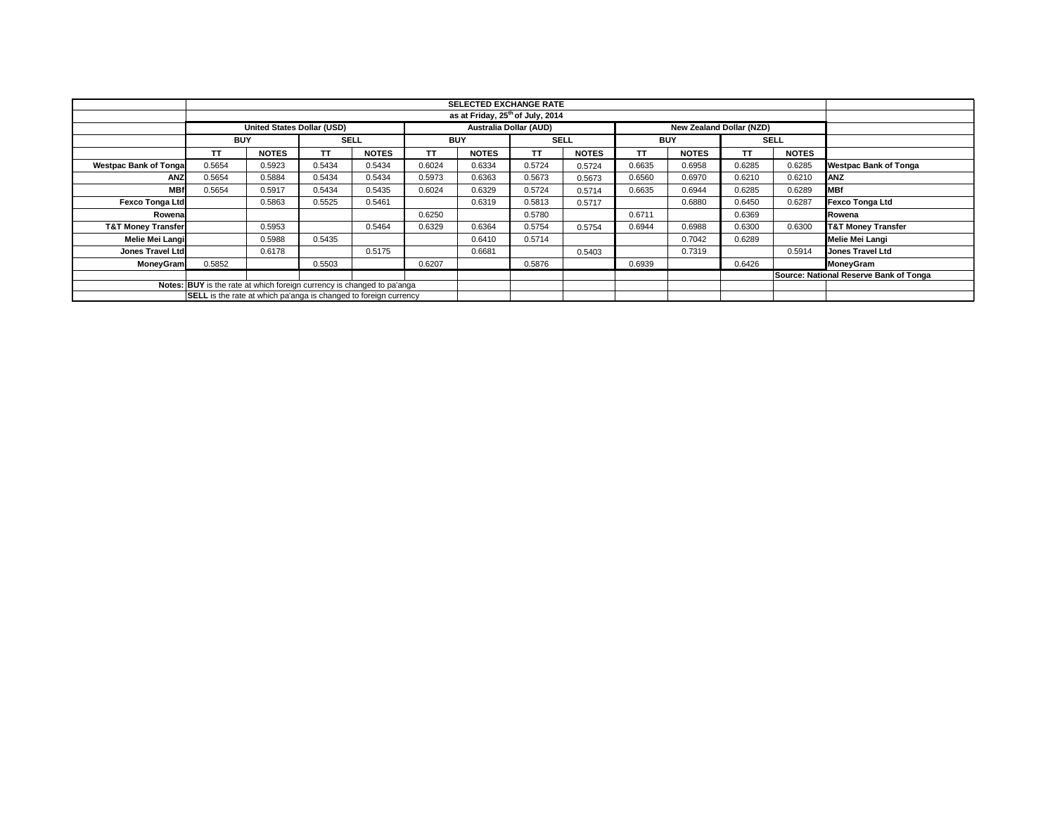| | | | | | | | | | | | | | |
|---|---|---|---|---|---|---|---|---|---|---|---|---|---|
| | **SELECTED EXCHANGE RATE** | | | | | | | | | | | | |
| | **as at Friday, 25th of July, 2014** | | | | | | | | | | | | |
| | **United States Dollar (USD)** | | | | **Australia Dollar (AUD)** | | | | **New Zealand Dollar (NZD)** | | | | |
| | **BUY** | | **SELL** | | **BUY** | | **SELL** | | **BUY** | | **SELL** | | |
| | **TT** | **NOTES** | **TT** | **NOTES** | **TT** | **NOTES** | **TT** | **NOTES** | **TT** | **NOTES** | **TT** | **NOTES** | |
| **Westpac Bank of Tonga** | 0.5654 | 0.5923 | 0.5434 | 0.5434 | 0.6024 | 0.6334 | 0.5724 | 0.5724 | 0.6635 | 0.6958 | 0.6285 | 0.6285 | **Westpac Bank of Tonga** |
| **ANZ** | 0.5654 | 0.5884 | 0.5434 | 0.5434 | 0.5973 | 0.6363 | 0.5673 | 0.5673 | 0.6560 | 0.6970 | 0.6210 | 0.6210 | **ANZ** |
| **MBf** | 0.5654 | 0.5917 | 0.5434 | 0.5435 | 0.6024 | 0.6329 | 0.5724 | 0.5714 | 0.6635 | 0.6944 | 0.6285 | 0.6289 | **MBf** |
| **Fexco Tonga Ltd** | | 0.5863 | 0.5525 | 0.5461 | | 0.6319 | 0.5813 | 0.5717 | | 0.6880 | 0.6450 | 0.6287 | **Fexco Tonga Ltd** |
| **Rowena** | | | | | 0.6250 | | 0.5780 | | 0.6711 | | 0.6369 | | **Rowena** |
| **T&T Money Transfer** | | 0.5953 | | 0.5464 | 0.6329 | 0.6364 | 0.5754 | 0.5754 | 0.6944 | 0.6988 | 0.6300 | 0.6300 | **T&T Money Transfer** |
| **Melie Mei Langi** | | 0.5988 | 0.5435 | | | 0.6410 | 0.5714 | | | 0.7042 | 0.6289 | | **Melie Mei Langi** |
| **Jones Travel Ltd** | | 0.6178 | | 0.5175 | | 0.6681 | | 0.5403 | | 0.7319 | | 0.5914 | **Jones Travel Ltd** |
| **MoneyGram** | 0.5852 | | 0.5503 | | 0.6207 | | 0.5876 | | 0.6939 | | 0.6426 | | **MoneyGram** |
| | | | | | | | | | | | | | **Source: National Reserve Bank of Tonga** |
| **Notes:** | **BUY** is the rate at which foreign currency is changed to pa'anga | | | | | | | | | | | | |
| | **SELL** is the rate at which pa'anga is changed to foreign currency | | | | | | | | | | | | |